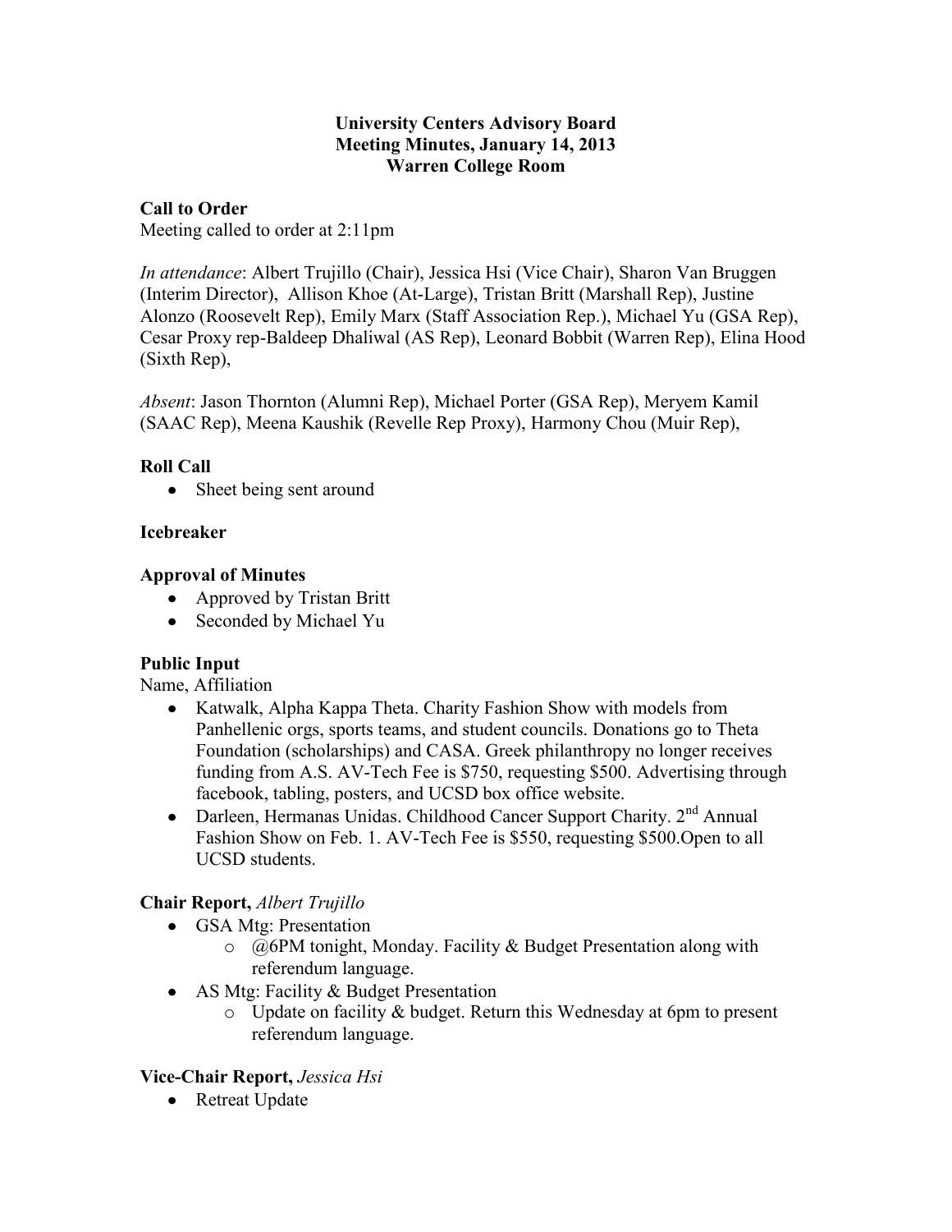**University Centers Advisory Board**
**Meeting Minutes, January 14, 2013**
**Warren College Room**

**Call to Order**

Meeting called to order at 2:11pm

*In attendance*: Albert Trujillo (Chair), Jessica Hsi (Vice Chair), Sharon Van Bruggen (Interim Director), Allison Khoe (At-Large), Tristan Britt (Marshall Rep), Justine Alonzo (Roosevelt Rep), Emily Marx (Staff Association Rep.), Michael Yu (GSA Rep), Cesar Proxy rep-Baldeep Dhaliwal (AS Rep), Leonard Bobbit (Warren Rep), Elina Hood (Sixth Rep),

*Absent*: Jason Thornton (Alumni Rep), Michael Porter (GSA Rep), Meryem Kamil (SAAC Rep), Meena Kaushik (Revelle Rep Proxy), Harmony Chou (Muir Rep),

**Roll Call**

- Sheet being sent around

**Icebreaker**

**Approval of Minutes**

- Approved by Tristan Britt
- Seconded by Michael Yu

**Public Input**

Name, Affiliation

- Katwalk, Alpha Kappa Theta. Charity Fashion Show with models from Panhellenic orgs, sports teams, and student councils. Donations go to Theta Foundation (scholarships) and CASA. Greek philanthropy no longer receives funding from A.S. AV-Tech Fee is $750, requesting $500. Advertising through facebook, tabling, posters, and UCSD box office website.
- Darleen, Hermanas Unidas. Childhood Cancer Support Charity. 2nd Annual Fashion Show on Feb. 1. AV-Tech Fee is $550, requesting $500.Open to all UCSD students.

**Chair Report,** *Albert Trujillo*

- GSA Mtg: Presentation
  - @6PM tonight, Monday. Facility & Budget Presentation along with referendum language.
- AS Mtg: Facility & Budget Presentation
  - Update on facility & budget. Return this Wednesday at 6pm to present referendum language.

**Vice-Chair Report,** *Jessica Hsi*

- Retreat Update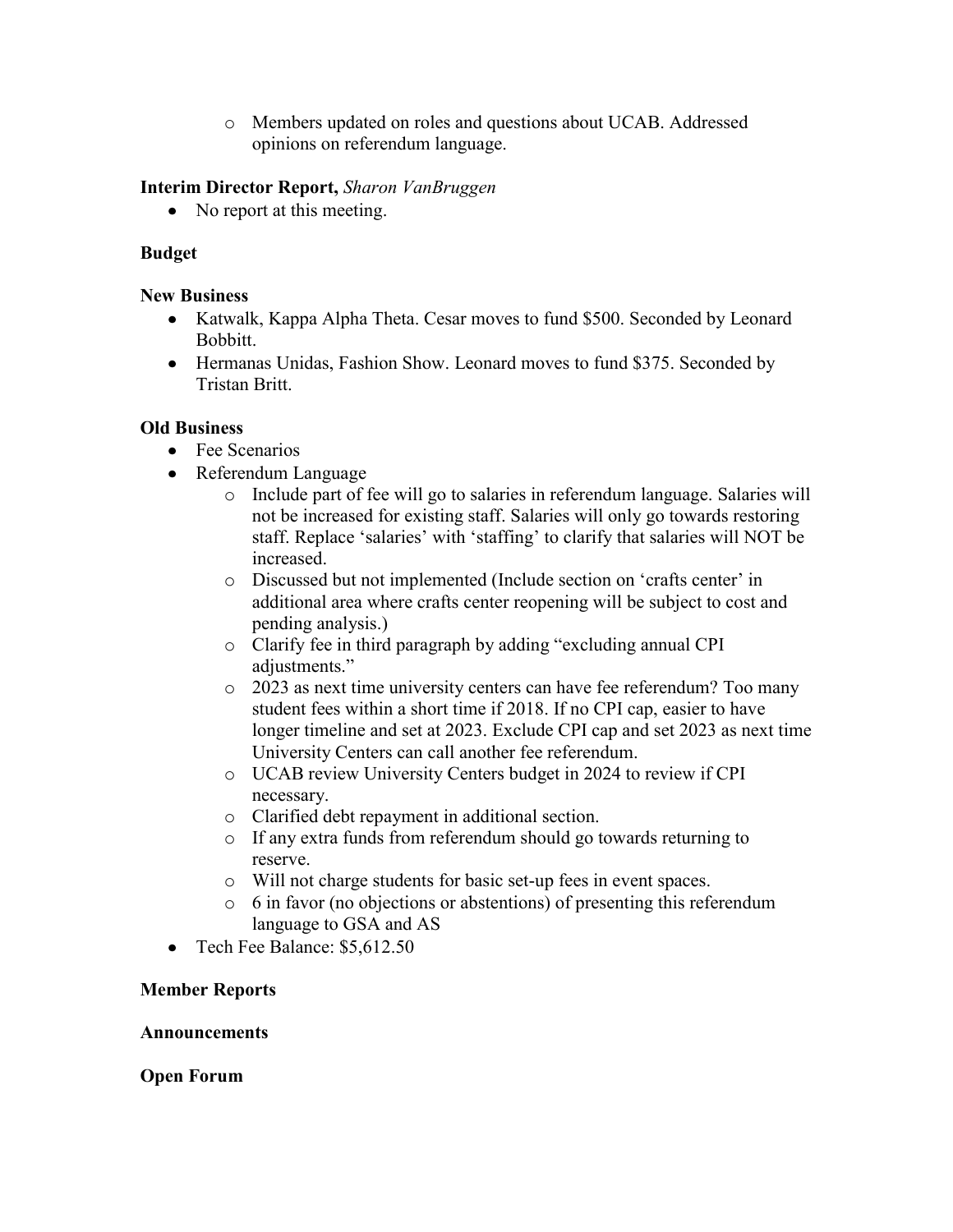- Members updated on roles and questions about UCAB. Addressed opinions on referendum language.

**Interim Director Report,** *Sharon VanBruggen*

- No report at this meeting.

**Budget**

**New Business**

- Katwalk, Kappa Alpha Theta. Cesar moves to fund $500. Seconded by Leonard Bobbitt.
- Hermanas Unidas, Fashion Show. Leonard moves to fund $375. Seconded by Tristan Britt.

**Old Business**

- Fee Scenarios
- Referendum Language
    - Include part of fee will go to salaries in referendum language. Salaries will not be increased for existing staff. Salaries will only go towards restoring staff. Replace 'salaries' with 'staffing' to clarify that salaries will NOT be increased.
    - Discussed but not implemented (Include section on 'crafts center' in additional area where crafts center reopening will be subject to cost and pending analysis.)
    - Clarify fee in third paragraph by adding "excluding annual CPI adjustments."
    - 2023 as next time university centers can have fee referendum? Too many student fees within a short time if 2018. If no CPI cap, easier to have longer timeline and set at 2023. Exclude CPI cap and set 2023 as next time University Centers can call another fee referendum.
    - UCAB review University Centers budget in 2024 to review if CPI necessary.
    - Clarified debt repayment in additional section.
    - If any extra funds from referendum should go towards returning to reserve.
    - Will not charge students for basic set-up fees in event spaces.
    - 6 in favor (no objections or abstentions) of presenting this referendum language to GSA and AS
- Tech Fee Balance: $5,612.50

**Member Reports**

**Announcements**

**Open Forum**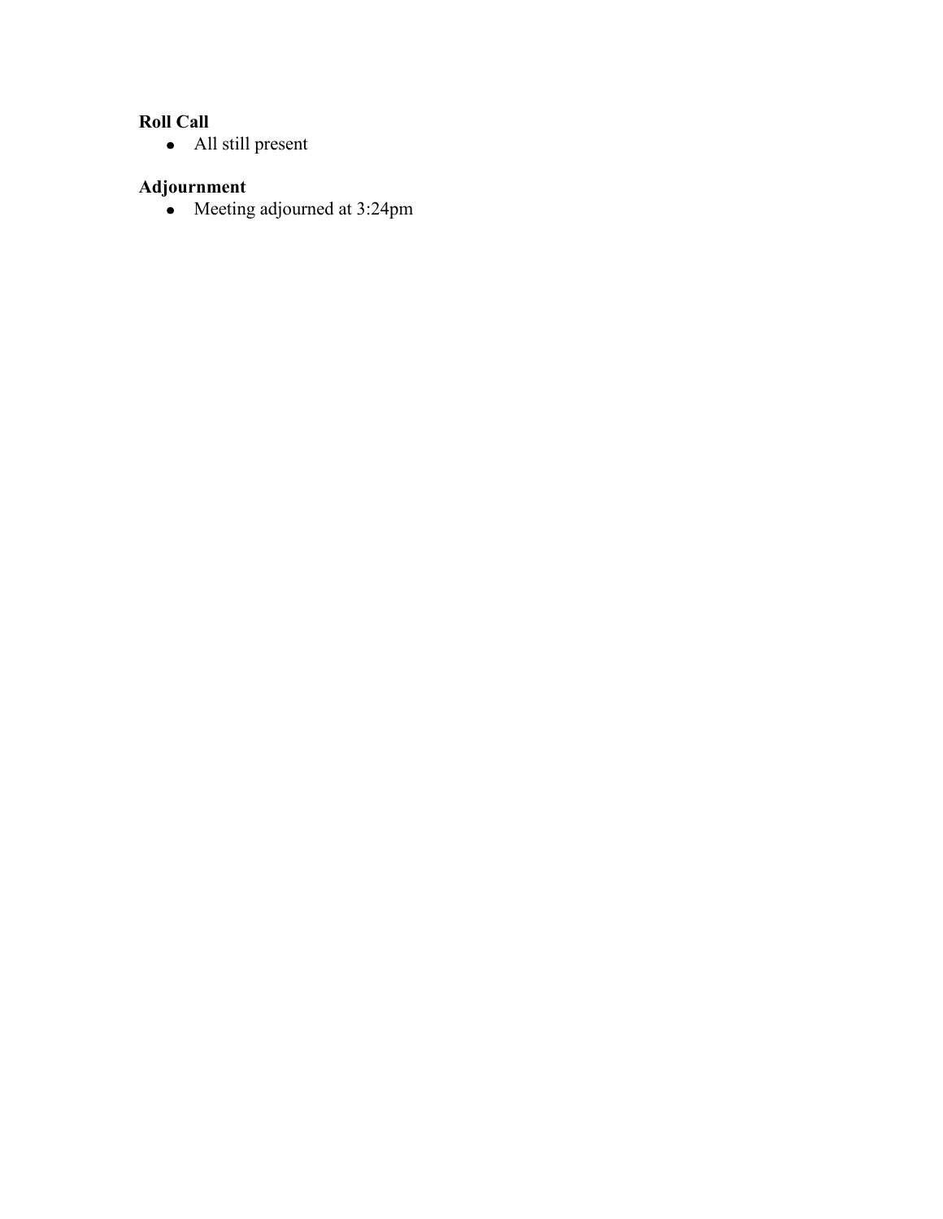**Roll Call**

- All still present

**Adjournment**

- Meeting adjourned at 3:24pm